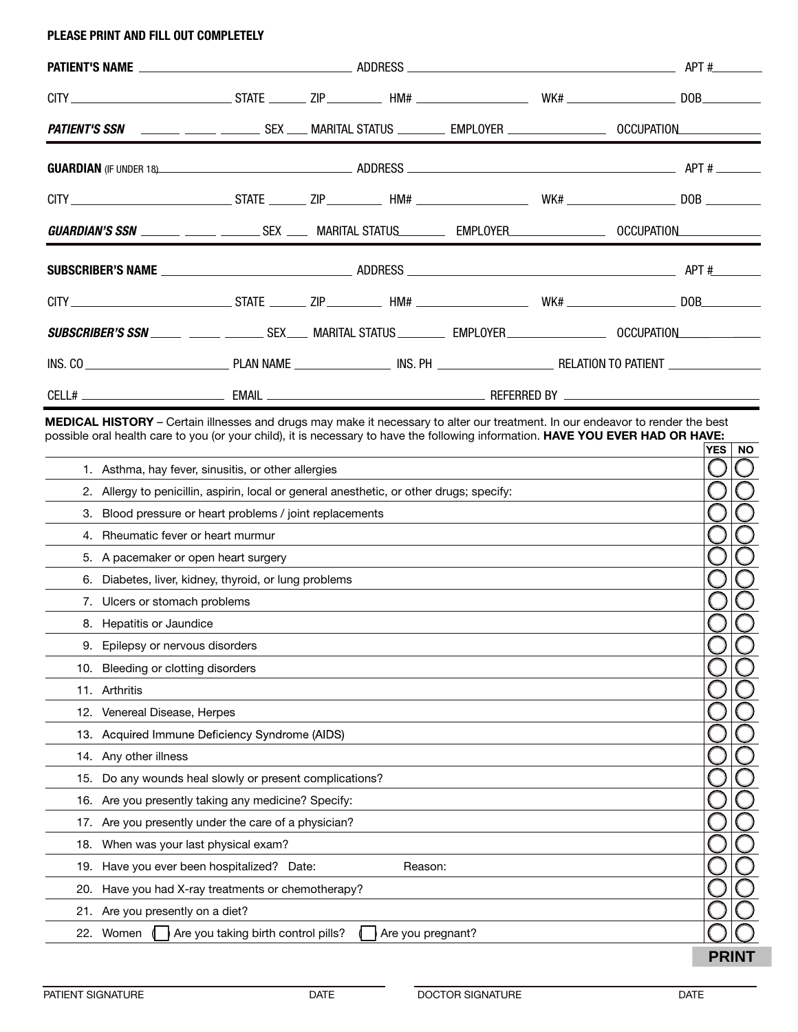**PLEASE PRINT AND FILL OUT COMPLETELY**

**PATIENT'S NAME** ______________________ ADDRESS ______________________ APT # ______

CITY ______________ STATE ______ ZIP ______ HM# ______________ WK# ______________ DOB ______

***PATIENT'S SSN*** ______ ______ ______ SEX ___ MARITAL STATUS ________ EMPLOYER ______________ OCCUPATION ______________

---

**GUARDIAN** (IF UNDER 18) ______________________ ADDRESS ______________________ APT # ______

CITY ______________ STATE ______ ZIP ______ HM# ______________ WK# ______________ DOB ______

***GUARDIAN'S SSN*** ______ ______ ______ SEX ___ MARITAL STATUS ________ EMPLOYER ______________ OCCUPATION ______________

---

**SUBSCRIBER'S NAME** ______________________ ADDRESS ______________________ APT # ______

CITY ______________ STATE ______ ZIP ______ HM# ______________ WK# ______________ DOB ______

***SUBSCRIBER'S SSN*** ______ ______ ______ SEX ___ MARITAL STATUS ________ EMPLOYER ______________ OCCUPATION ______________

INS. CO ______________ PLAN NAME ______________ INS. PH ______________ RELATION TO PATIENT ______________

CELL# ______________ EMAIL ______________________ REFERRED BY ______________________

---

**MEDICAL HISTORY** – Certain illnesses and drugs may make it necessary to alter our treatment. In our endeavor to render the best possible oral health care to you (or your child), it is necessary to have the following information. **HAVE YOU EVER HAD OR HAVE:**

| | | YES | NO |
|---|---|---|---|
| 1. | Asthma, hay fever, sinusitis, or other allergies | ◯ | ◯ |
| 2. | Allergy to penicillin, aspirin, local or general anesthetic, or other drugs; specify: | ◯ | ◯ |
| 3. | Blood pressure or heart problems / joint replacements | ◯ | ◯ |
| 4. | Rheumatic fever or heart murmur | ◯ | ◯ |
| 5. | A pacemaker or open heart surgery | ◯ | ◯ |
| 6. | Diabetes, liver, kidney, thyroid, or lung problems | ◯ | ◯ |
| 7. | Ulcers or stomach problems | ◯ | ◯ |
| 8. | Hepatitis or Jaundice | ◯ | ◯ |
| 9. | Epilepsy or nervous disorders | ◯ | ◯ |
| 10. | Bleeding or clotting disorders | ◯ | ◯ |
| 11. | Arthritis | ◯ | ◯ |
| 12. | Venereal Disease, Herpes | ◯ | ◯ |
| 13. | Acquired Immune Deficiency Syndrome (AIDS) | ◯ | ◯ |
| 14. | Any other illness | ◯ | ◯ |
| 15. | Do any wounds heal slowly or present complications? | ◯ | ◯ |
| 16. | Are you presently taking any medicine? Specify: | ◯ | ◯ |
| 17. | Are you presently under the care of a physician? | ◯ | ◯ |
| 18. | When was your last physical exam? | ◯ | ◯ |
| 19. | Have you ever been hospitalized? Date: Reason: | ◯ | ◯ |
| 20. | Have you had X-ray treatments or chemotherapy? | ◯ | ◯ |
| 21. | Are you presently on a diet? | ◯ | ◯ |
| 22. | Women ( ) Are you taking birth control pills? ( ) Are you pregnant? | ◯ | ◯ |

**PRINT**

PATIENT SIGNATURE ______________ DATE ______________ DOCTOR SIGNATURE ______________ DATE ______________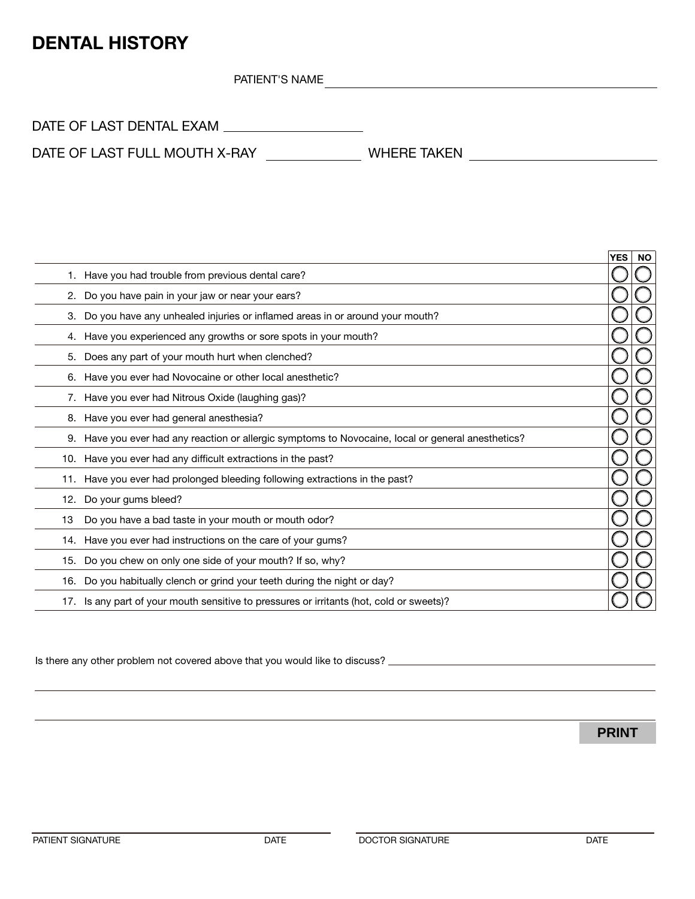# DENTAL HISTORY

PATIENT'S NAME ______________________________

DATE OF LAST DENTAL EXAM ____________________

DATE OF LAST FULL MOUTH X-RAY ______________ WHERE TAKEN ______________________

| | YES | NO |
|---|---|---|
| 1. Have you had trouble from previous dental care? | ◯ | ◯ |
| 2. Do you have pain in your jaw or near your ears? | ◯ | ◯ |
| 3. Do you have any unhealed injuries or inflamed areas in or around your mouth? | ◯ | ◯ |
| 4. Have you experienced any growths or sore spots in your mouth? | ◯ | ◯ |
| 5. Does any part of your mouth hurt when clenched? | ◯ | ◯ |
| 6. Have you ever had Novocaine or other local anesthetic? | ◯ | ◯ |
| 7. Have you ever had Nitrous Oxide (laughing gas)? | ◯ | ◯ |
| 8. Have you ever had general anesthesia? | ◯ | ◯ |
| 9. Have you ever had any reaction or allergic symptoms to Novocaine, local or general anesthetics? | ◯ | ◯ |
| 10. Have you ever had any difficult extractions in the past? | ◯ | ◯ |
| 11. Have you ever had prolonged bleeding following extractions in the past? | ◯ | ◯ |
| 12. Do your gums bleed? | ◯ | ◯ |
| 13 Do you have a bad taste in your mouth or mouth odor? | ◯ | ◯ |
| 14. Have you ever had instructions on the care of your gums? | ◯ | ◯ |
| 15. Do you chew on only one side of your mouth? If so, why? | ◯ | ◯ |
| 16. Do you habitually clench or grind your teeth during the night or day? | ◯ | ◯ |
| 17. Is any part of your mouth sensitive to pressures or irritants (hot, cold or sweets)? | ◯ | ◯ |

Is there any other problem not covered above that you would like to discuss? ______________________________

______________________________________________________________________

______________________________________________________________________

**PRINT**

PATIENT SIGNATURE ______________ DATE ______________

DOCTOR SIGNATURE ______________ DATE ______________